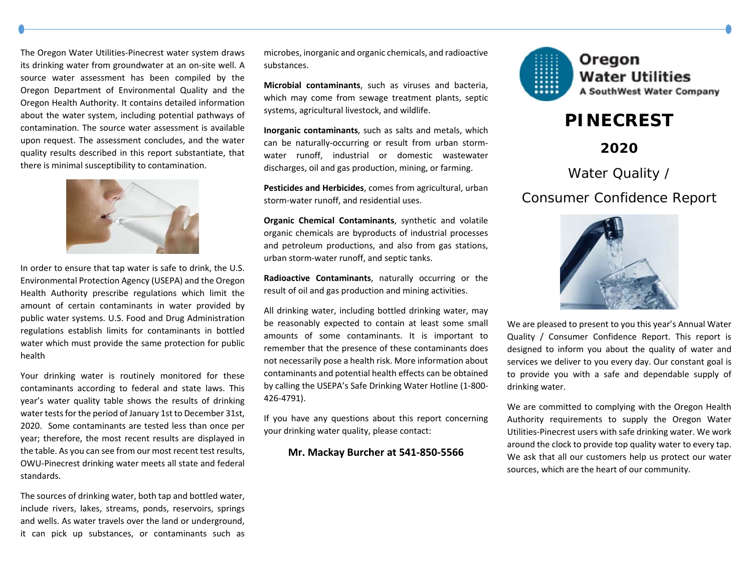Oregon Water Utilities

A SouthWest Water Company

# PINECREST

## 2020

## Water Quality / Consumer Confidence Report

We are pleased to present to you this year's Annual Water Quality / Consumer Confidence Report. This report is designed to inform you about the quality of water and services we deliver to you every day. Our constant goal is to provide you with a safe and dependable supply of drinking water.

We are committed to complying with the Oregon Health Authority requirements to supply the Oregon Water Utilities-Pinecrest users with safe drinking water. We work around the clock to provide top quality water to every tap. We ask that all our customers help us protect our water sources, which are the heart of our community.

The Oregon Water Utilities-Pinecrest water system draws its drinking water from groundwater at an on-site well. A source water assessment has been compiled by the Oregon Department of Environmental Quality and the Oregon Health Authority. It contains detailed information about the water system, including potential pathways of contamination. The source water assessment is available upon request. The assessment concludes, and the water quality results described in this report substantiate, that there is minimal susceptibility to contamination.

In order to ensure that tap water is safe to drink, the U.S. Environmental Protection Agency (USEPA) and the Oregon Health Authority prescribe regulations which limit the amount of certain contaminants in water provided by public water systems. U.S. Food and Drug Administration regulations establish limits for contaminants in bottled water which must provide the same protection for public health

Your drinking water is routinely monitored for these contaminants according to federal and state laws. This year's water quality table shows the results of drinking water tests for the period of January 1st to December 31st, 2020. Some contaminants are tested less than once per year; therefore, the most recent results are displayed in the table. As you can see from our most recent test results, OWU-Pinecrest drinking water meets all state and federal standards.

The sources of drinking water, both tap and bottled water, include rivers, lakes, streams, ponds, reservoirs, springs and wells. As water travels over the land or underground, it can pick up substances, or contaminants such as microbes, inorganic and organic chemicals, and radioactive substances.

**Microbial contaminants**, such as viruses and bacteria, which may come from sewage treatment plants, septic systems, agricultural livestock, and wildlife.

**Inorganic contaminants**, such as salts and metals, which can be naturally-occurring or result from urban storm-water runoff, industrial or domestic wastewater discharges, oil and gas production, mining, or farming.

**Pesticides and Herbicides**, comes from agricultural, urban storm-water runoff, and residential uses.

**Organic Chemical Contaminants**, synthetic and volatile organic chemicals are byproducts of industrial processes and petroleum productions, and also from gas stations, urban storm-water runoff, and septic tanks.

**Radioactive Contaminants**, naturally occurring or the result of oil and gas production and mining activities.

All drinking water, including bottled drinking water, may be reasonably expected to contain at least some small amounts of some contaminants. It is important to remember that the presence of these contaminants does not necessarily pose a health risk. More information about contaminants and potential health effects can be obtained by calling the USEPA's Safe Drinking Water Hotline (1-800-426-4791).

If you have any questions about this report concerning your drinking water quality, please contact:

**Mr. Mackay Burcher at 541-850-5566**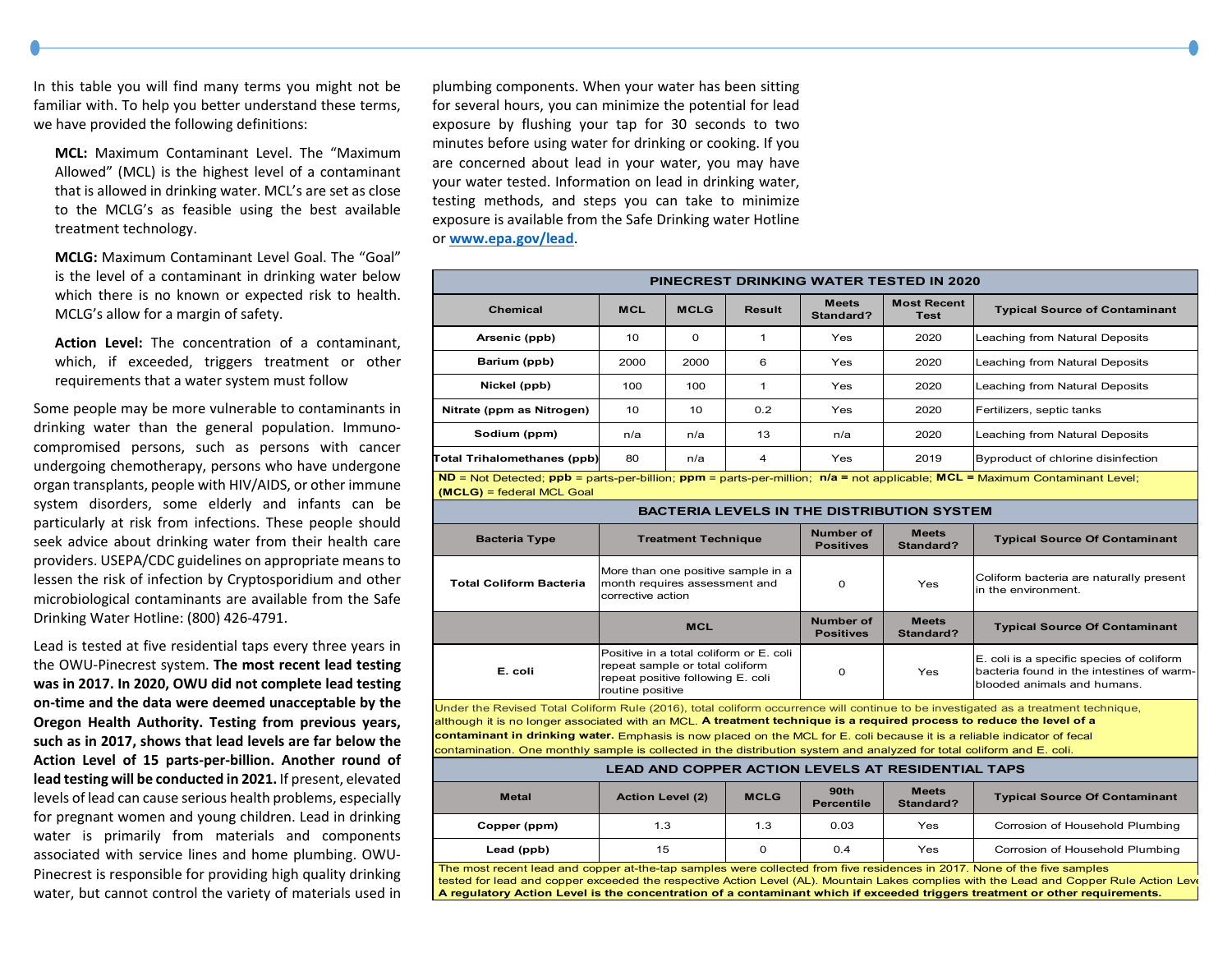In this table you will find many terms you might not be familiar with. To help you better understand these terms, we have provided the following definitions:

**MCL:** Maximum Contaminant Level. The "Maximum Allowed" (MCL) is the highest level of a contaminant that is allowed in drinking water. MCL's are set as close to the MCLG's as feasible using the best available treatment technology.

**MCLG:** Maximum Contaminant Level Goal. The "Goal" is the level of a contaminant in drinking water below which there is no known or expected risk to health. MCLG's allow for a margin of safety.

**Action Level:** The concentration of a contaminant, which, if exceeded, triggers treatment or other requirements that a water system must follow

Some people may be more vulnerable to contaminants in drinking water than the general population. Immuno-compromised persons, such as persons with cancer undergoing chemotherapy, persons who have undergone organ transplants, people with HIV/AIDS, or other immune system disorders, some elderly and infants can be particularly at risk from infections. These people should seek advice about drinking water from their health care providers. USEPA/CDC guidelines on appropriate means to lessen the risk of infection by Cryptosporidium and other microbiological contaminants are available from the Safe Drinking Water Hotline: (800) 426-4791.

Lead is tested at five residential taps every three years in the OWU-Pinecrest system. **The most recent lead testing was in 2017. In 2020, OWU did not complete lead testing on-time and the data were deemed unacceptable by the Oregon Health Authority. Testing from previous years, such as in 2017, shows that lead levels are far below the Action Level of 15 parts-per-billion. Another round of lead testing will be conducted in 2021.** If present, elevated levels of lead can cause serious health problems, especially for pregnant women and young children. Lead in drinking water is primarily from materials and components associated with service lines and home plumbing. OWU-Pinecrest is responsible for providing high quality drinking water, but cannot control the variety of materials used in plumbing components. When your water has been sitting for several hours, you can minimize the potential for lead exposure by flushing your tap for 30 seconds to two minutes before using water for drinking or cooking. If you are concerned about lead in your water, you may have your water tested. Information on lead in drinking water, testing methods, and steps you can take to minimize exposure is available from the Safe Drinking water Hotline or **www.epa.gov/lead**.

**PINECREST DRINKING WATER TESTED IN 2020**

| Chemical | MCL | MCLG | Result | Meets Standard? | Most Recent Test | Typical Source of Contaminant |
|---|---|---|---|---|---|---|
| Arsenic (ppb) | 10 | 0 | 1 | Yes | 2020 | Leaching from Natural Deposits |
| Barium (ppb) | 2000 | 2000 | 6 | Yes | 2020 | Leaching from Natural Deposits |
| Nickel (ppb) | 100 | 100 | 1 | Yes | 2020 | Leaching from Natural Deposits |
| Nitrate (ppm as Nitrogen) | 10 | 10 | 0.2 | Yes | 2020 | Fertilizers, septic tanks |
| Sodium (ppm) | n/a | n/a | 13 | n/a | 2020 | Leaching from Natural Deposits |
| Total Trihalomethanes (ppb) | 80 | n/a | 4 | Yes | 2019 | Byproduct of chlorine disinfection |

**ND** = Not Detected; **ppb** = parts-per-billion; **ppm** = parts-per-million; **n/a =** not applicable; **MCL =** Maximum Contaminant Level; **(MCLG)** = federal MCL Goal

**BACTERIA LEVELS IN THE DISTRIBUTION SYSTEM**

| Bacteria Type | Treatment Technique | Number of Positives | Meets Standard? | Typical Source Of Contaminant |
|---|---|---|---|---|
| Total Coliform Bacteria | More than one positive sample in a month requires assessment and corrective action | 0 | Yes | Coliform bacteria are naturally present in the environment. |
| | **MCL** | **Number of Positives** | **Meets Standard?** | **Typical Source Of Contaminant** |
| E. coli | Positive in a total coliform or E. coli repeat sample or total coliform repeat positive following E. coli routine positive | 0 | Yes | E. coli is a specific species of coliform bacteria found in the intestines of warm-blooded animals and humans. |

Under the Revised Total Coliform Rule (2016), total coliform occurrence will continue to be investigated as a treatment technique, although it is no longer associated with an MCL. **A treatment technique is a required process to reduce the level of a contaminant in drinking water.** Emphasis is now placed on the MCL for E. coli because it is a reliable indicator of fecal contamination. One monthly sample is collected in the distribution system and analyzed for total coliform and E. coli.

**LEAD AND COPPER ACTION LEVELS AT RESIDENTIAL TAPS**

| Metal | Action Level (2) | MCLG | 90th Percentile | Meets Standard? | Typical Source Of Contaminant |
|---|---|---|---|---|---|
| Copper (ppm) | 1.3 | 1.3 | 0.03 | Yes | Corrosion of Household Plumbing |
| Lead (ppb) | 15 | 0 | 0.4 | Yes | Corrosion of Household Plumbing |

The most recent lead and copper at-the-tap samples were collected from five residences in 2017. None of the five samples tested for lead and copper exceeded the respective Action Level (AL). Mountain Lakes complies with the Lead and Copper Rule Action Leve
**A regulatory Action Level is the concentration of a contaminant which if exceeded triggers treatment or other requirements.**